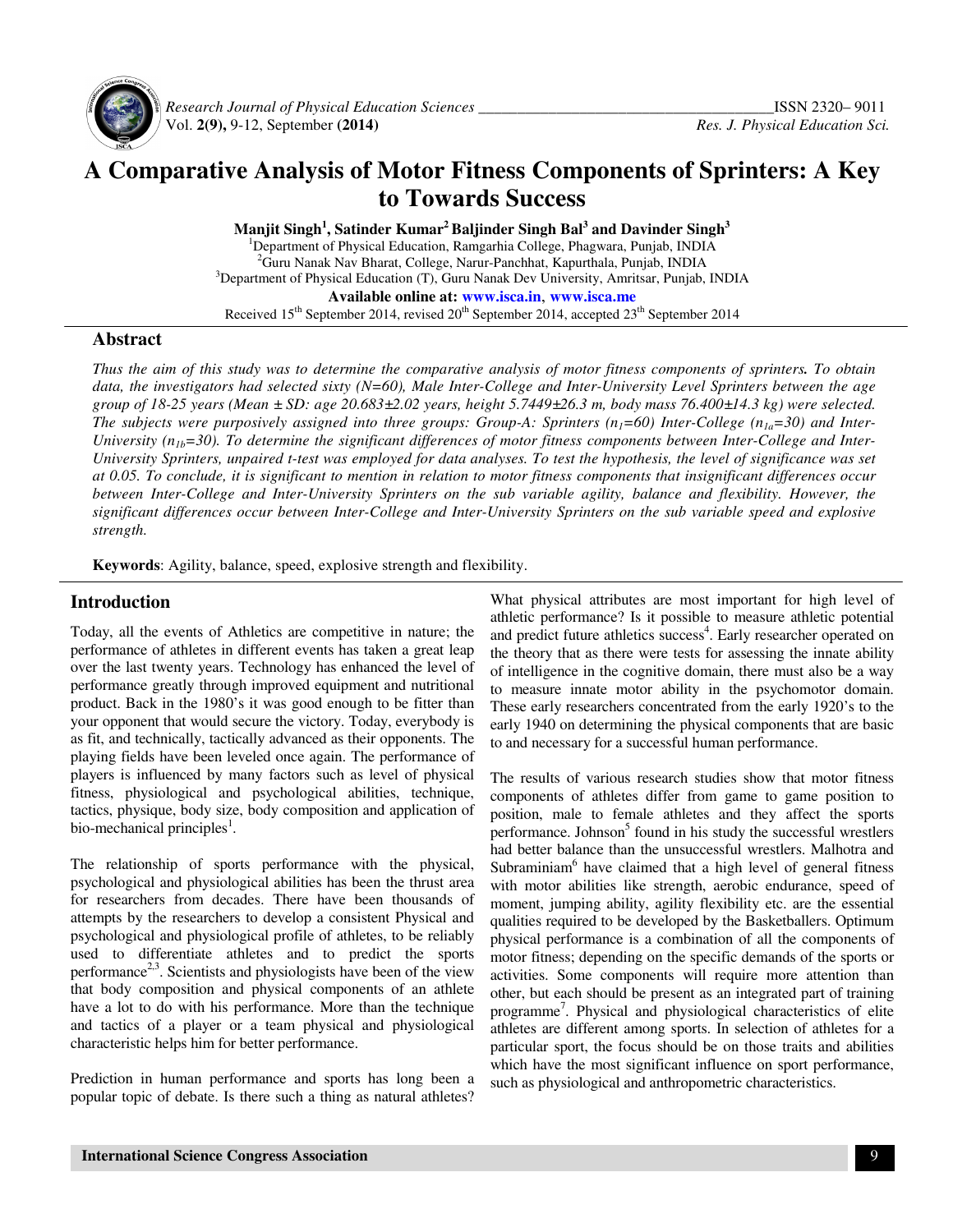# A Comparative Analysis of Motor Fitness Components of Sprinters: A Key to Towards Success

**Manjit Singh[1], Satinder Kumar[2] Baljinder Singh Bal[3] and Davinder Singh[3]**

[1]Department of Physical Education, Ramgarhia College, Phagwara, Punjab, INDIA
[2]Guru Nanak Nav Bharat, College, Narur-Panchhat, Kapurthala, Punjab, INDIA
[3]Department of Physical Education (T), Guru Nanak Dev University, Amritsar, Punjab, INDIA

**Available online at: www.isca.in, www.isca.me**

Received 15th September 2014, revised 20th September 2014, accepted 23rd September 2014

## Abstract

*Thus the aim of this study was to determine the comparative analysis of motor fitness components of sprinters. To obtain data, the investigators had selected sixty (N=60), Male Inter-College and Inter-University Level Sprinters between the age group of 18-25 years (Mean ± SD: age 20.683±2.02 years, height 5.7449±26.3 m, body mass 76.400±14.3 kg) were selected. The subjects were purposively assigned into three groups: Group-A: Sprinters ($n_1$=60) Inter-College ($n_{1a}$=30) and Inter-University ($n_{1b}$=30). To determine the significant differences of motor fitness components between Inter-College and Inter-University Sprinters, unpaired t-test was employed for data analyses. To test the hypothesis, the level of significance was set at 0.05. To conclude, it is significant to mention in relation to motor fitness components that insignificant differences occur between Inter-College and Inter-University Sprinters on the sub variable agility, balance and flexibility. However, the significant differences occur between Inter-College and Inter-University Sprinters on the sub variable speed and explosive strength.*

**Keywords**: Agility, balance, speed, explosive strength and flexibility.

## Introduction

Today, all the events of Athletics are competitive in nature; the performance of athletes in different events has taken a great leap over the last twenty years. Technology has enhanced the level of performance greatly through improved equipment and nutritional product. Back in the 1980's it was good enough to be fitter than your opponent that would secure the victory. Today, everybody is as fit, and technically, tactically advanced as their opponents. The playing fields have been leveled once again. The performance of players is influenced by many factors such as level of physical fitness, physiological and psychological abilities, technique, tactics, physique, body size, body composition and application of bio-mechanical principles[1].

The relationship of sports performance with the physical, psychological and physiological abilities has been the thrust area for researchers from decades. There have been thousands of attempts by the researchers to develop a consistent Physical and psychological and physiological profile of athletes, to be reliably used to differentiate athletes and to predict the sports performance[2,3]. Scientists and physiologists have been of the view that body composition and physical components of an athlete have a lot to do with his performance. More than the technique and tactics of a player or a team physical and physiological characteristic helps him for better performance.

Prediction in human performance and sports has long been a popular topic of debate. Is there such a thing as natural athletes? What physical attributes are most important for high level of athletic performance? Is it possible to measure athletic potential and predict future athletics success[4]. Early researcher operated on the theory that as there were tests for assessing the innate ability of intelligence in the cognitive domain, there must also be a way to measure innate motor ability in the psychomotor domain. These early researchers concentrated from the early 1920's to the early 1940 on determining the physical components that are basic to and necessary for a successful human performance.

The results of various research studies show that motor fitness components of athletes differ from game to game position to position, male to female athletes and they affect the sports performance. Johnson[5] found in his study the successful wrestlers had better balance than the unsuccessful wrestlers. Malhotra and Subraminiam[6] have claimed that a high level of general fitness with motor abilities like strength, aerobic endurance, speed of moment, jumping ability, agility flexibility etc. are the essential qualities required to be developed by the Basketballers. Optimum physical performance is a combination of all the components of motor fitness; depending on the specific demands of the sports or activities. Some components will require more attention than other, but each should be present as an integrated part of training programme[7]. Physical and physiological characteristics of elite athletes are different among sports. In selection of athletes for a particular sport, the focus should be on those traits and abilities which have the most significant influence on sport performance, such as physiological and anthropometric characteristics.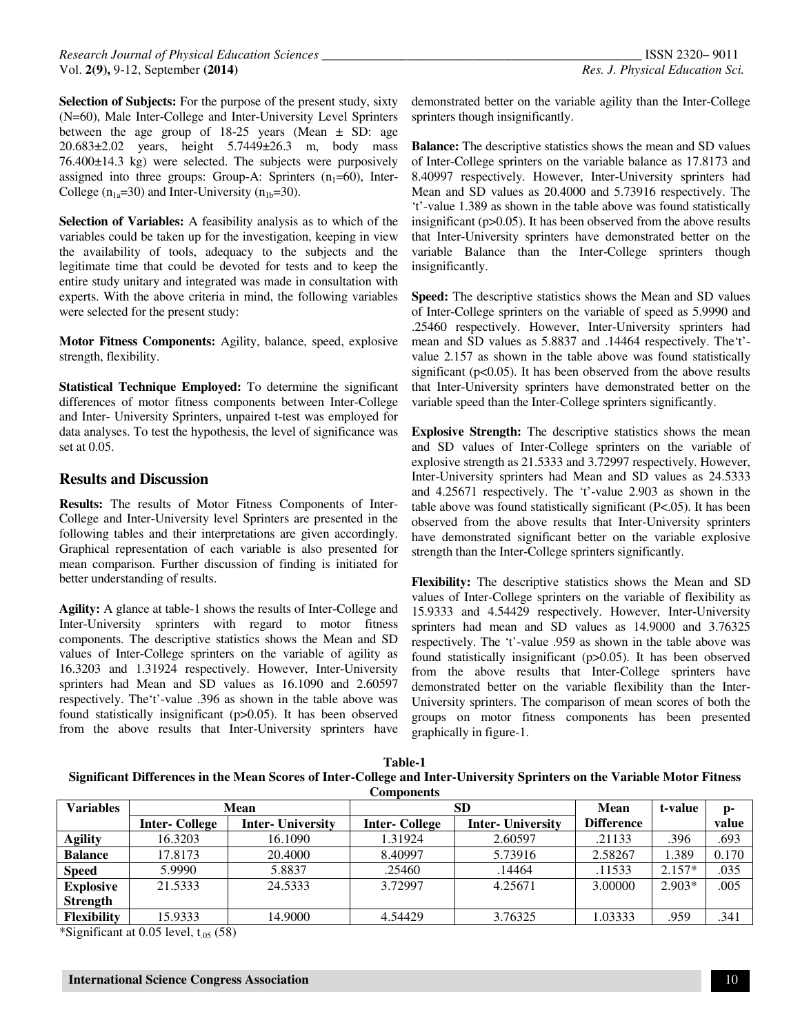**Selection of Subjects:** For the purpose of the present study, sixty (N=60), Male Inter-College and Inter-University Level Sprinters between the age group of 18-25 years (Mean ± SD: age 20.683±2.02 years, height 5.7449±26.3 m, body mass 76.400±14.3 kg) were selected. The subjects were purposively assigned into three groups: Group-A: Sprinters ($n_1$=60), Inter-College ($n_{1a}$=30) and Inter-University ($n_{1b}$=30).

**Selection of Variables:** A feasibility analysis as to which of the variables could be taken up for the investigation, keeping in view the availability of tools, adequacy to the subjects and the legitimate time that could be devoted for tests and to keep the entire study unitary and integrated was made in consultation with experts. With the above criteria in mind, the following variables were selected for the present study:

**Motor Fitness Components:** Agility, balance, speed, explosive strength, flexibility.

**Statistical Technique Employed:** To determine the significant differences of motor fitness components between Inter-College and Inter- University Sprinters, unpaired t-test was employed for data analyses. To test the hypothesis, the level of significance was set at 0.05.

## Results and Discussion

**Results:** The results of Motor Fitness Components of Inter-College and Inter-University level Sprinters are presented in the following tables and their interpretations are given accordingly. Graphical representation of each variable is also presented for mean comparison. Further discussion of finding is initiated for better understanding of results.

**Agility:** A glance at table-1 shows the results of Inter-College and Inter-University sprinters with regard to motor fitness components. The descriptive statistics shows the Mean and SD values of Inter-College sprinters on the variable of agility as 16.3203 and 1.31924 respectively. However, Inter-University sprinters had Mean and SD values as 16.1090 and 2.60597 respectively. The't'-value .396 as shown in the table above was found statistically insignificant (p>0.05). It has been observed from the above results that Inter-University sprinters have demonstrated better on the variable agility than the Inter-College sprinters though insignificantly.

**Balance:** The descriptive statistics shows the mean and SD values of Inter-College sprinters on the variable balance as 17.8173 and 8.40997 respectively. However, Inter-University sprinters had Mean and SD values as 20.4000 and 5.73916 respectively. The 't'-value 1.389 as shown in the table above was found statistically insignificant (p>0.05). It has been observed from the above results that Inter-University sprinters have demonstrated better on the variable Balance than the Inter-College sprinters though insignificantly.

**Speed:** The descriptive statistics shows the Mean and SD values of Inter-College sprinters on the variable of speed as 5.9990 and .25460 respectively. However, Inter-University sprinters had mean and SD values as 5.8837 and .14464 respectively. The't'-value 2.157 as shown in the table above was found statistically significant (p<0.05). It has been observed from the above results that Inter-University sprinters have demonstrated better on the variable speed than the Inter-College sprinters significantly.

**Explosive Strength:** The descriptive statistics shows the mean and SD values of Inter-College sprinters on the variable of explosive strength as 21.5333 and 3.72997 respectively. However, Inter-University sprinters had Mean and SD values as 24.5333 and 4.25671 respectively. The 't'-value 2.903 as shown in the table above was found statistically significant (P<.05). It has been observed from the above results that Inter-University sprinters have demonstrated significant better on the variable explosive strength than the Inter-College sprinters significantly.

**Flexibility:** The descriptive statistics shows the Mean and SD values of Inter-College sprinters on the variable of flexibility as 15.9333 and 4.54429 respectively. However, Inter-University sprinters had mean and SD values as 14.9000 and 3.76325 respectively. The 't'-value .959 as shown in the table above was found statistically insignificant (p>0.05). It has been observed from the above results that Inter-College sprinters have demonstrated better on the variable flexibility than the Inter-University sprinters. The comparison of mean scores of both the groups on motor fitness components has been presented graphically in figure-1.

**Table-1**
**Significant Differences in the Mean Scores of Inter-College and Inter-University Sprinters on the Variable Motor Fitness Components**

| Variables | Mean | | SD | | Mean Difference | t-value | p-value |
|---|---|---|---|---|---|---|---|
| | Inter- College | Inter- University | Inter- College | Inter- University | | | |
| **Agility** | 16.3203 | 16.1090 | 1.31924 | 2.60597 | .21133 | .396 | .693 |
| **Balance** | 17.8173 | 20.4000 | 8.40997 | 5.73916 | 2.58267 | 1.389 | 0.170 |
| **Speed** | 5.9990 | 5.8837 | .25460 | .14464 | .11533 | 2.157* | .035 |
| **Explosive Strength** | 21.5333 | 24.5333 | 3.72997 | 4.25671 | 3.00000 | 2.903* | .005 |
| **Flexibility** | 15.9333 | 14.9000 | 4.54429 | 3.76325 | 1.03333 | .959 | .341 |

*Significant at 0.05 level, $t_{.05}$ (58)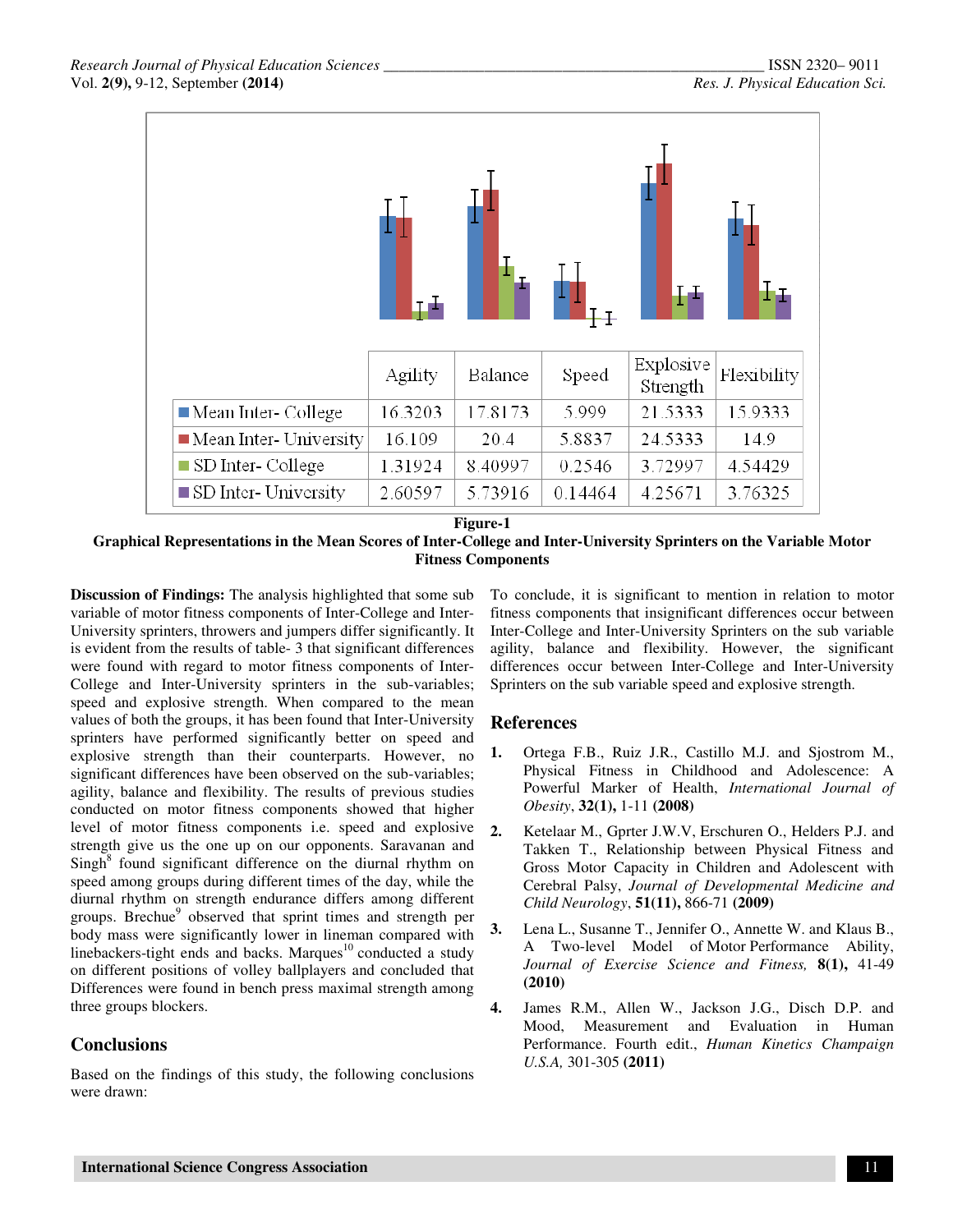|  | Agility | Balance | Speed | Explosive Strength | Flexibility |
|---|---|---|---|---|---|
| Mean Inter- College | 16.3203 | 17.8173 | 5.999 | 21.5333 | 15.9333 |
| Mean Inter- University | 16.109 | 20.4 | 5.8837 | 24.5333 | 14.9 |
| SD Inter- College | 1.31924 | 8.40997 | 0.2546 | 3.72997 | 4.54429 |
| SD Inter- University | 2.60597 | 5.73916 | 0.14464 | 4.25671 | 3.76325 |

**Figure-1**

**Graphical Representations in the Mean Scores of Inter-College and Inter-University Sprinters on the Variable Motor Fitness Components**

**Discussion of Findings:** The analysis highlighted that some sub variable of motor fitness components of Inter-College and Inter-University sprinters, throwers and jumpers differ significantly. It is evident from the results of table- 3 that significant differences were found with regard to motor fitness components of Inter-College and Inter-University sprinters in the sub-variables; speed and explosive strength. When compared to the mean values of both the groups, it has been found that Inter-University sprinters have performed significantly better on speed and explosive strength than their counterparts. However, no significant differences have been observed on the sub-variables; agility, balance and flexibility. The results of previous studies conducted on motor fitness components showed that higher level of motor fitness components i.e. speed and explosive strength give us the one up on our opponents. Saravanan and Singh[8] found significant difference on the diurnal rhythm on speed among groups during different times of the day, while the diurnal rhythm on strength endurance differs among different groups. Brechue[9] observed that sprint times and strength per body mass were significantly lower in lineman compared with linebackers-tight ends and backs. Marques[10] conducted a study on different positions of volley ballplayers and concluded that Differences were found in bench press maximal strength among three groups blockers.

## Conclusions

Based on the findings of this study, the following conclusions were drawn:

To conclude, it is significant to mention in relation to motor fitness components that insignificant differences occur between Inter-College and Inter-University Sprinters on the sub variable agility, balance and flexibility. However, the significant differences occur between Inter-College and Inter-University Sprinters on the sub variable speed and explosive strength.

## References

1. Ortega F.B., Ruiz J.R., Castillo M.J. and Sjostrom M., Physical Fitness in Childhood and Adolescence: A Powerful Marker of Health, *International Journal of Obesity*, **32(1),** 1-11 **(2008)**

2. Ketelaar M., Gprter J.W.V, Erschuren O., Helders P.J. and Takken T., Relationship between Physical Fitness and Gross Motor Capacity in Children and Adolescent with Cerebral Palsy, *Journal of Developmental Medicine and Child Neurology*, **51(11),** 866-71 **(2009)**

3. Lena L., Susanne T., Jennifer O., Annette W. and Klaus B., A Two-level Model of Motor Performance Ability, *Journal of Exercise Science and Fitness,* **8(1),** 41-49 **(2010)**

4. James R.M., Allen W., Jackson J.G., Disch D.P. and Mood, Measurement and Evaluation in Human Performance. Fourth edit., *Human Kinetics Champaign U.S.A,* 301-305 **(2011)**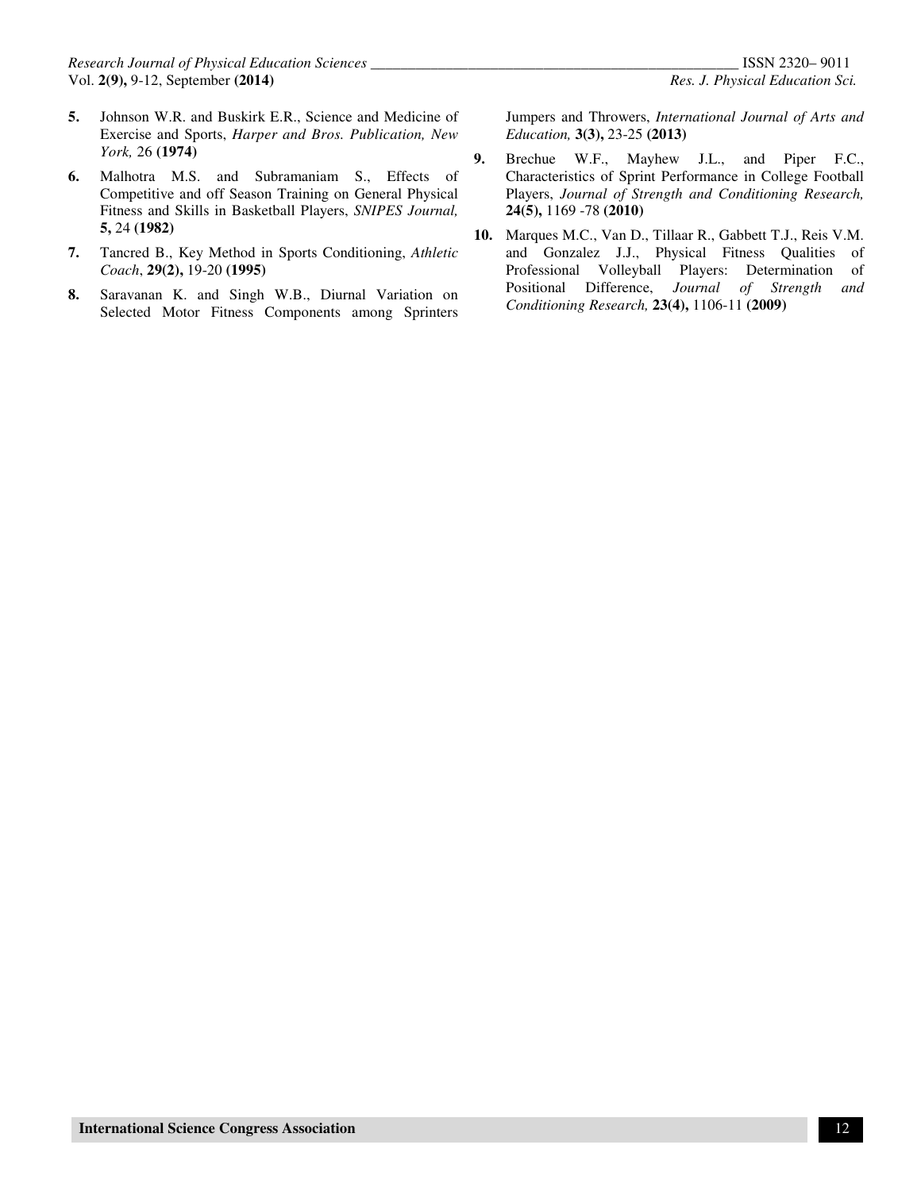5. Johnson W.R. and Buskirk E.R., Science and Medicine of Exercise and Sports, *Harper and Bros. Publication, New York,* 26 **(1974)**

6. Malhotra M.S. and Subramaniam S., Effects of Competitive and off Season Training on General Physical Fitness and Skills in Basketball Players, *SNIPES Journal,* **5,** 24 **(1982)**

7. Tancred B., Key Method in Sports Conditioning, *Athletic Coach*, **29(2),** 19-20 **(1995)**

8. Saravanan K. and Singh W.B., Diurnal Variation on Selected Motor Fitness Components among Sprinters Jumpers and Throwers, *International Journal of Arts and Education,* **3(3),** 23-25 **(2013)**

9. Brechue W.F., Mayhew J.L., and Piper F.C., Characteristics of Sprint Performance in College Football Players, *Journal of Strength and Conditioning Research,* **24(5),** 1169 -78 **(2010)**

10. Marques M.C., Van D., Tillaar R., Gabbett T.J., Reis V.M. and Gonzalez J.J., Physical Fitness Qualities of Professional Volleyball Players: Determination of Positional Difference, *Journal of Strength and Conditioning Research,* **23(4),** 1106-11 **(2009)**